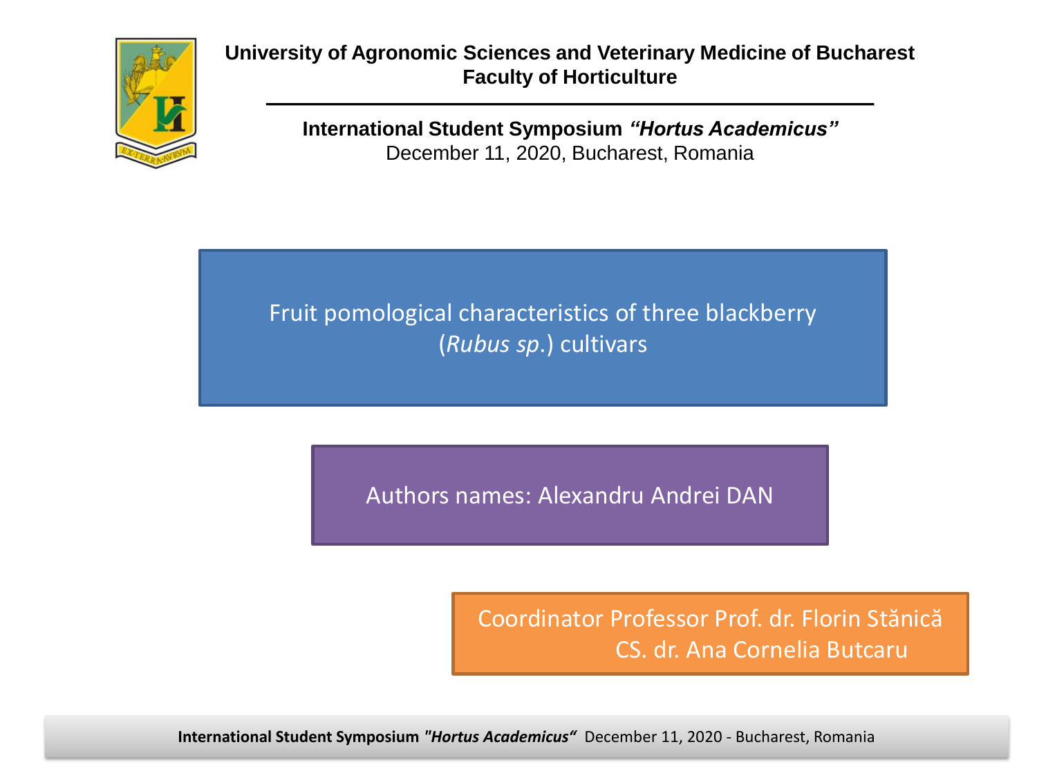**University of Agronomic Sciences and Veterinary Medicine of Bucharest**
**Faculty of Horticulture**

**International Student Symposium *"Hortus Academicus"***
December 11, 2020, Bucharest, Romania

# Fruit pomological characteristics of three blackberry (*Rubus sp*.) cultivars

Authors names: Alexandru Andrei DAN

Coordinator Professor Prof. dr. Florin Stănică
CS. dr. Ana Cornelia Butcaru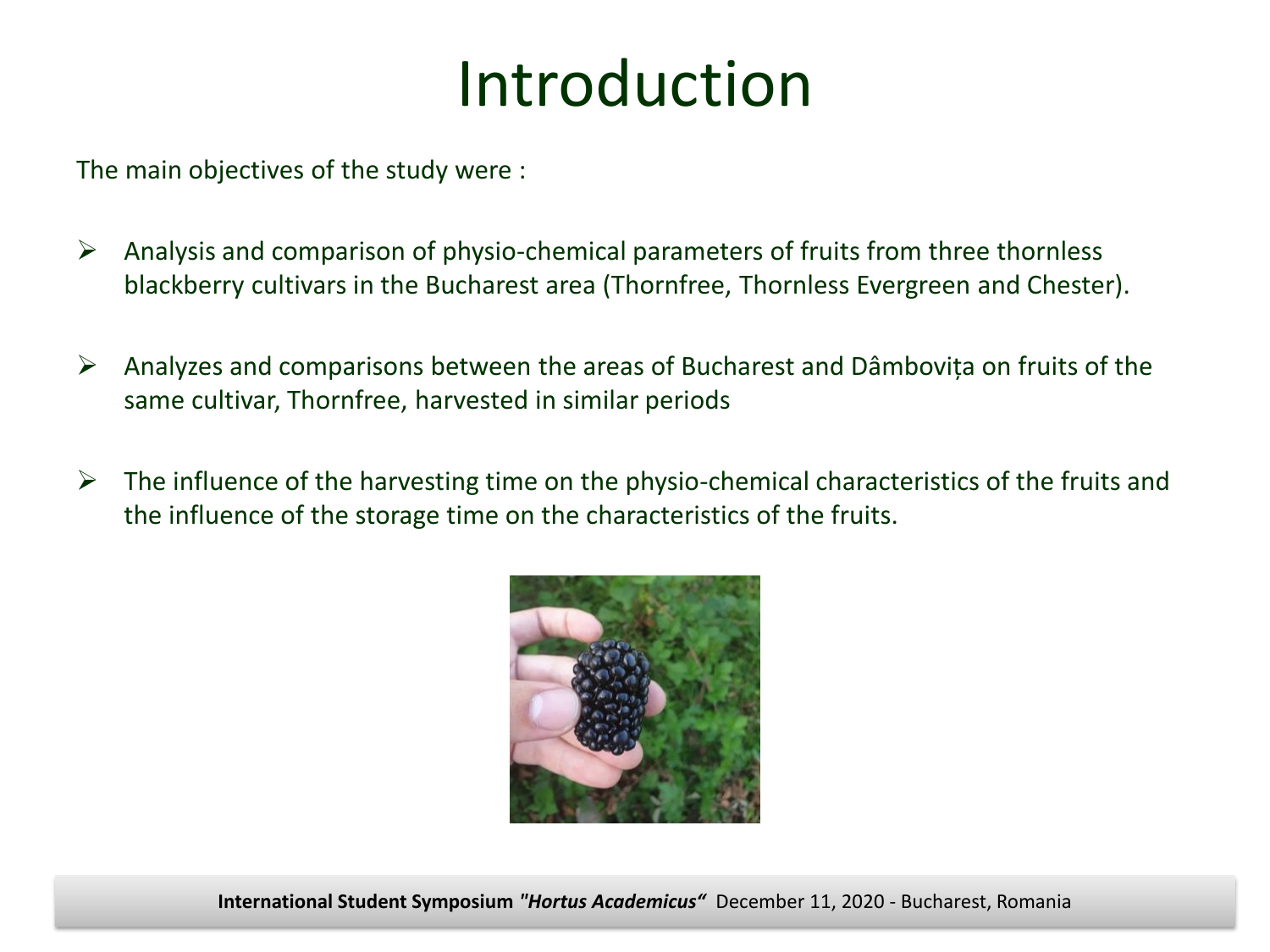# Introduction

The main objectives of the study were :

- Analysis and comparison of physio-chemical parameters of fruits from three thornless blackberry cultivars in the Bucharest area (Thornfree, Thornless Evergreen and Chester).
- Analyzes and comparisons between the areas of Bucharest and Dâmbovița on fruits of the same cultivar, Thornfree, harvested in similar periods
- The influence of the harvesting time on the physio-chemical characteristics of the fruits and the influence of the storage time on the characteristics of the fruits.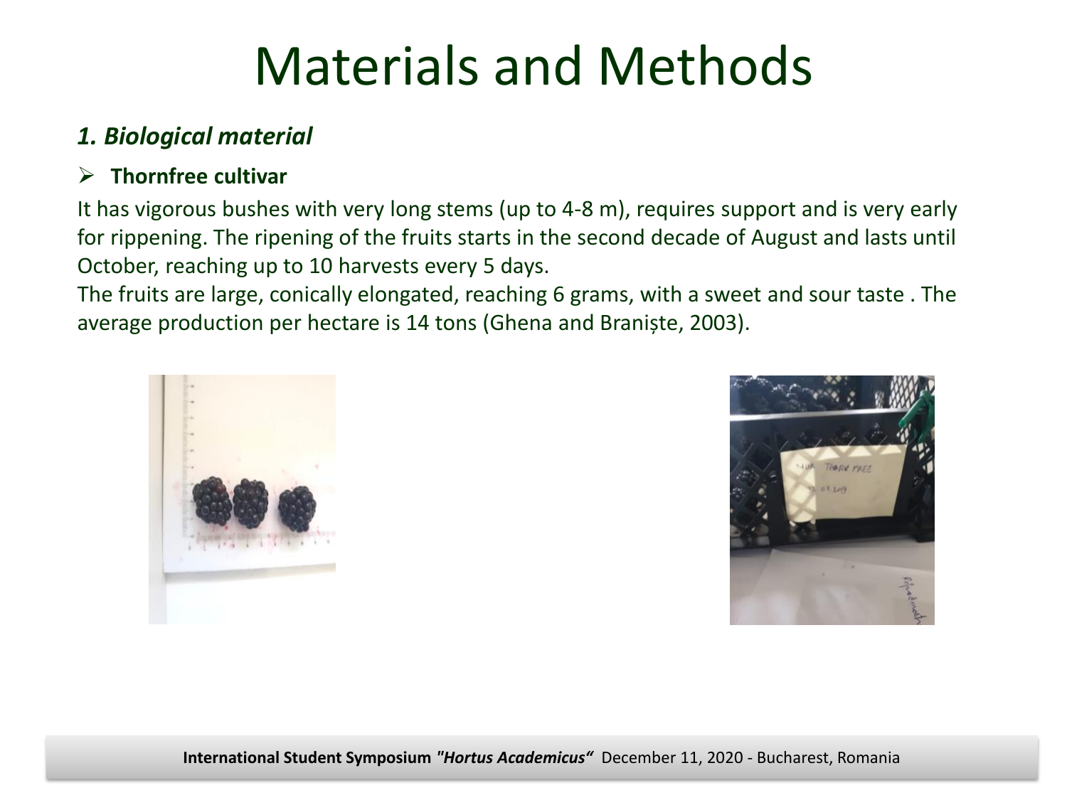# Materials and Methods

## *1. Biological material*

- **Thornfree cultivar**

It has vigorous bushes with very long stems (up to 4-8 m), requires support and is very early for rippening. The ripening of the fruits starts in the second decade of August and lasts until October, reaching up to 10 harvests every 5 days.

The fruits are large, conically elongated, reaching 6 grams, with a sweet and sour taste . The average production per hectare is 14 tons (Ghena and Braniște, 2003).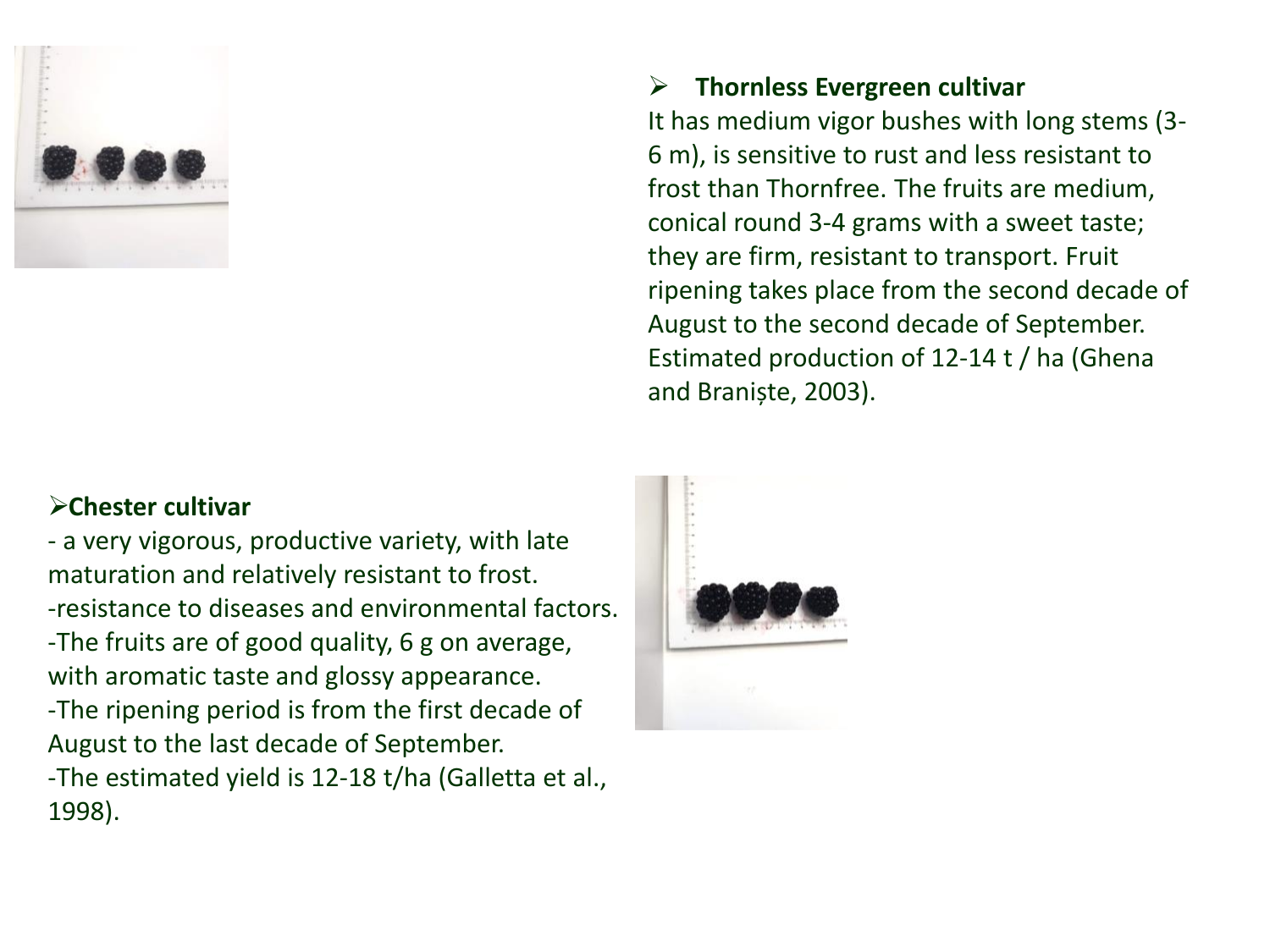- **Thornless Evergreen cultivar**

It has medium vigor bushes with long stems (3-6 m), is sensitive to rust and less resistant to frost than Thornfree. The fruits are medium, conical round 3-4 grams with a sweet taste; they are firm, resistant to transport. Fruit ripening takes place from the second decade of August to the second decade of September. Estimated production of 12-14 t / ha (Ghena and Braniște, 2003).

- **Chester cultivar**

- a very vigorous, productive variety, with late maturation and relatively resistant to frost.
- resistance to diseases and environmental factors.
- The fruits are of good quality, 6 g on average, with aromatic taste and glossy appearance.
- The ripening period is from the first decade of August to the last decade of September.
- The estimated yield is 12-18 t/ha (Galletta et al., 1998).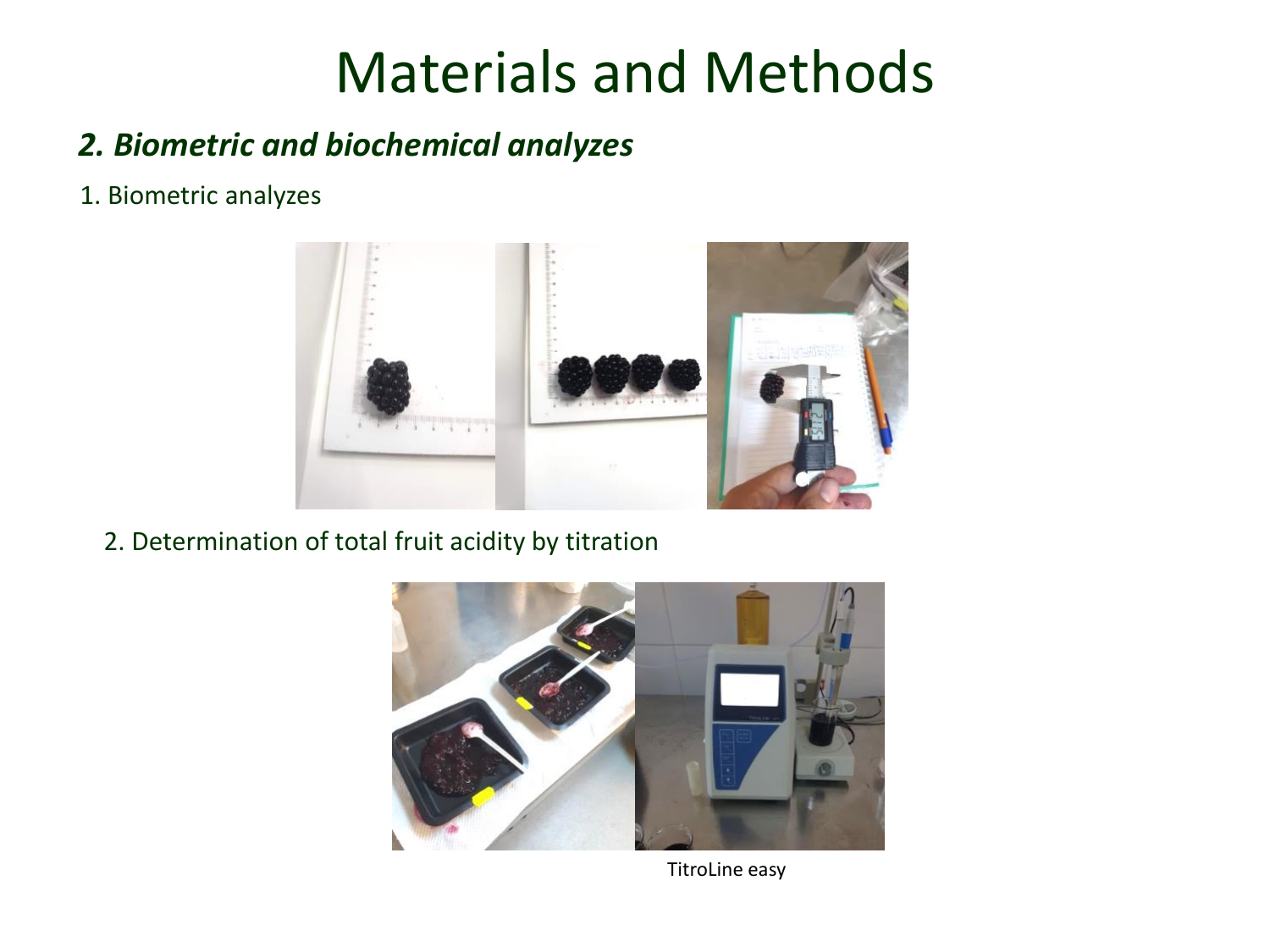# Materials and Methods

## *2. Biometric and biochemical analyzes*

1. Biometric analyzes

2. Determination of total fruit acidity by titration

TitroLine easy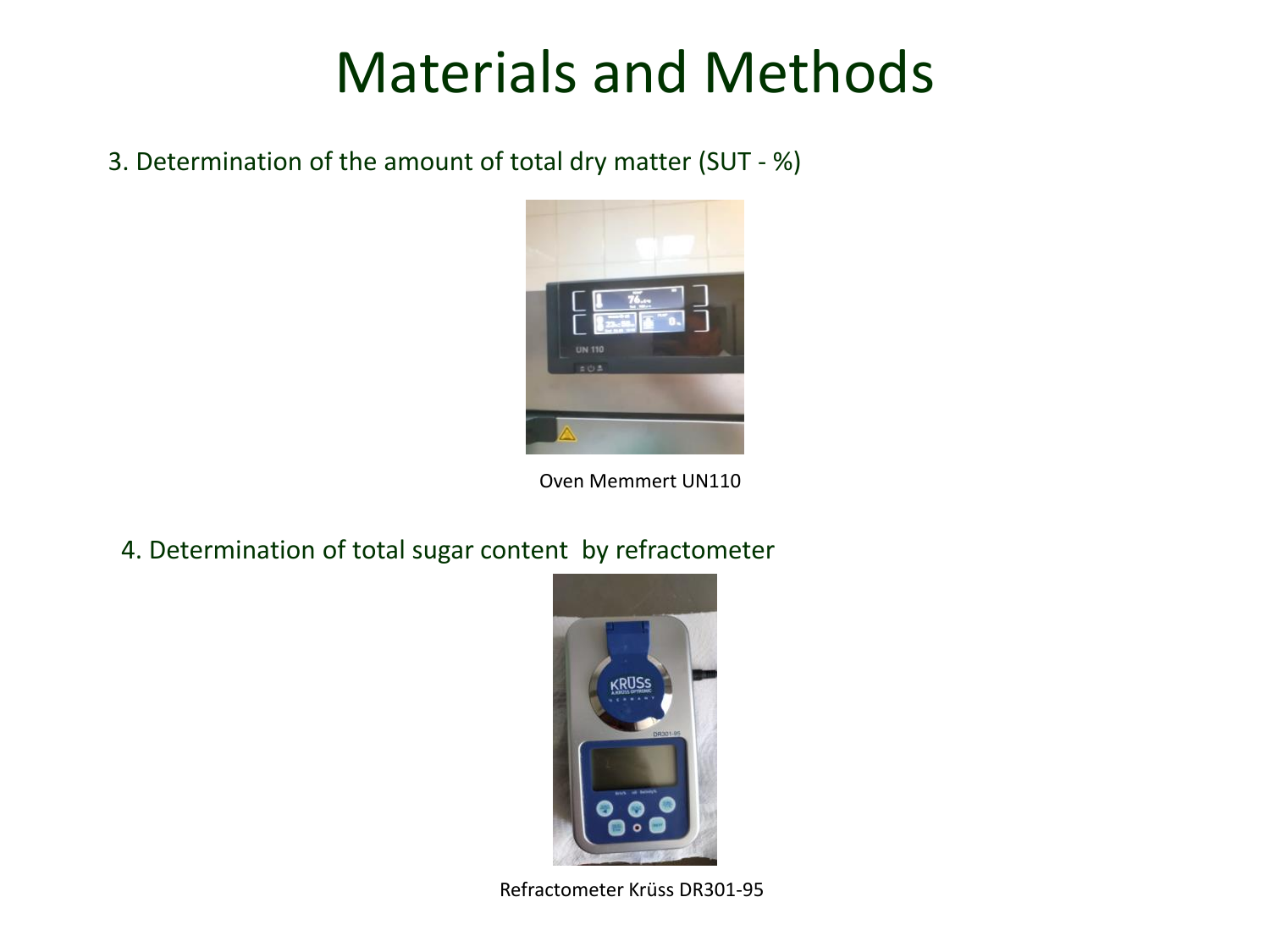# Materials and Methods

3. Determination of the amount of total dry matter (SUT - %)

Oven Memmert UN110

4. Determination of total sugar content by refractometer

Refractometer Krüss DR301-95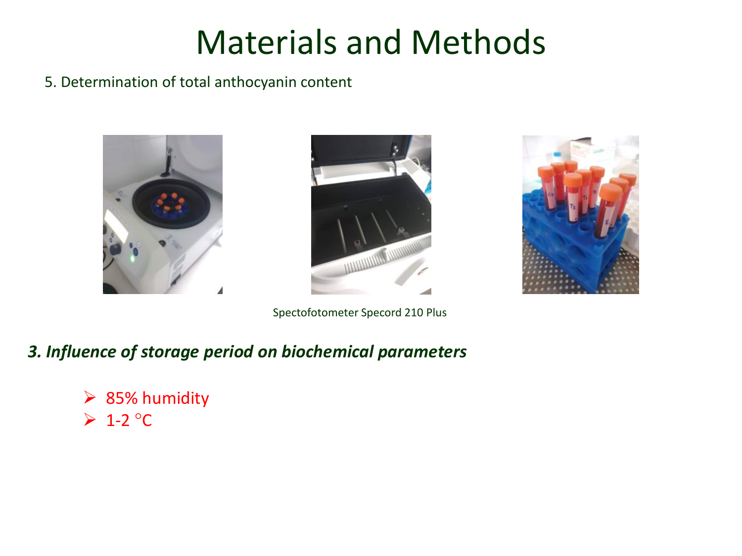# Materials and Methods

5. Determination of total anthocyanin content

Spectofotometer Specord 210 Plus

***3. Influence of storage period on biochemical parameters***

- 85% humidity
- 1-2 °C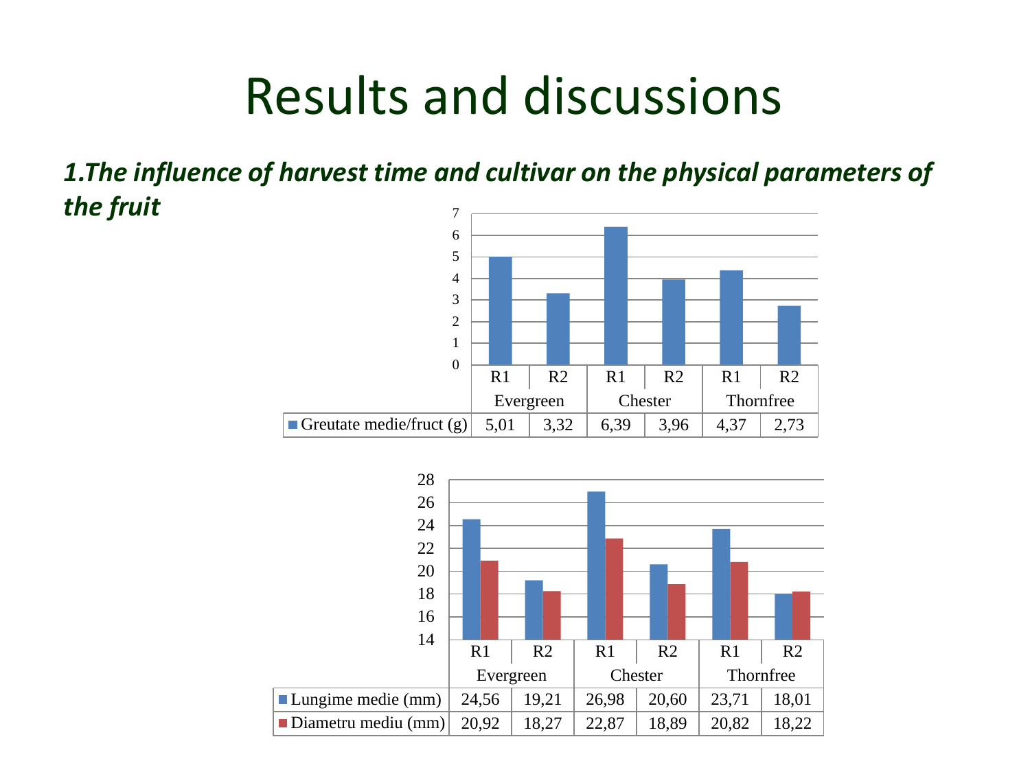# Results and discussions

***1.The influence of harvest time and cultivar on the physical parameters of the fruit***

| | Evergreen | | Chester | | Thornfree | |
|---|---|---|---|---|---|---|
| | R1 | R2 | R1 | R2 | R1 | R2 |
| Greutate medie/fruct (g) | 5,01 | 3,32 | 6,39 | 3,96 | 4,37 | 2,73 |

| | Evergreen | | Chester | | Thornfree | |
|---|---|---|---|---|---|---|
| | R1 | R2 | R1 | R2 | R1 | R2 |
| Lungime medie (mm) | 24,56 | 19,21 | 26,98 | 20,60 | 23,71 | 18,01 |
| Diametru mediu (mm) | 20,92 | 18,27 | 22,87 | 18,89 | 20,82 | 18,22 |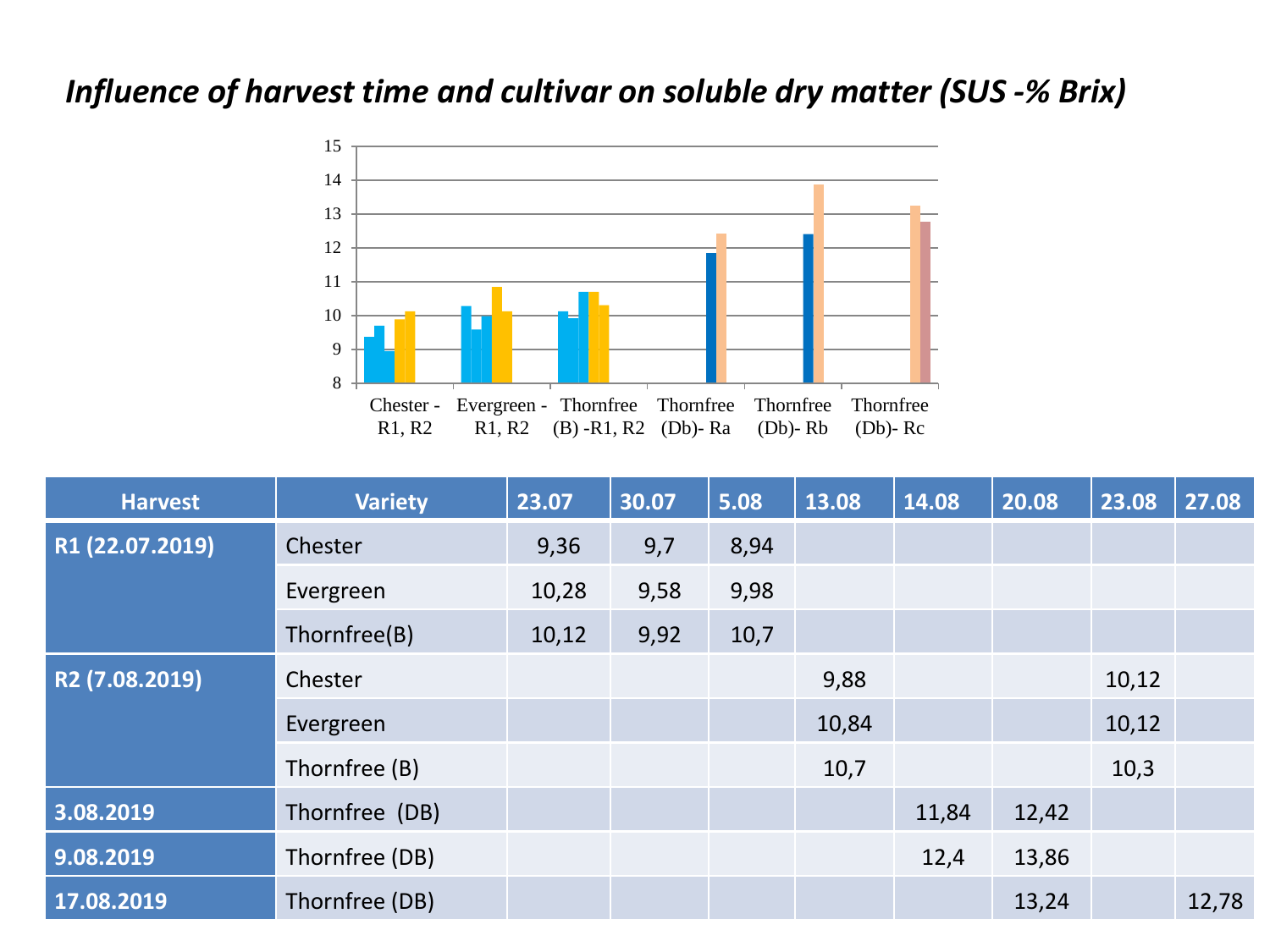# *Influence of harvest time and cultivar on soluble dry matter (SUS -% Brix)*

| Harvest | Variety | 23.07 | 30.07 | 5.08 | 13.08 | 14.08 | 20.08 | 23.08 | 27.08 |
|---|---|---|---|---|---|---|---|---|---|
| **R1 (22.07.2019)** | Chester | 9,36 | 9,7 | 8,94 | | | | | |
| | Evergreen | 10,28 | 9,58 | 9,98 | | | | | |
| | Thornfree(B) | 10,12 | 9,92 | 10,7 | | | | | |
| **R2 (7.08.2019)** | Chester | | | | 9,88 | | | 10,12 | |
| | Evergreen | | | | 10,84 | | | 10,12 | |
| | Thornfree (B) | | | | 10,7 | | | 10,3 | |
| **3.08.2019** | Thornfree (DB) | | | | | 11,84 | 12,42 | | |
| **9.08.2019** | Thornfree (DB) | | | | | 12,4 | 13,86 | | |
| **17.08.2019** | Thornfree (DB) | | | | | | 13,24 | | 12,78 |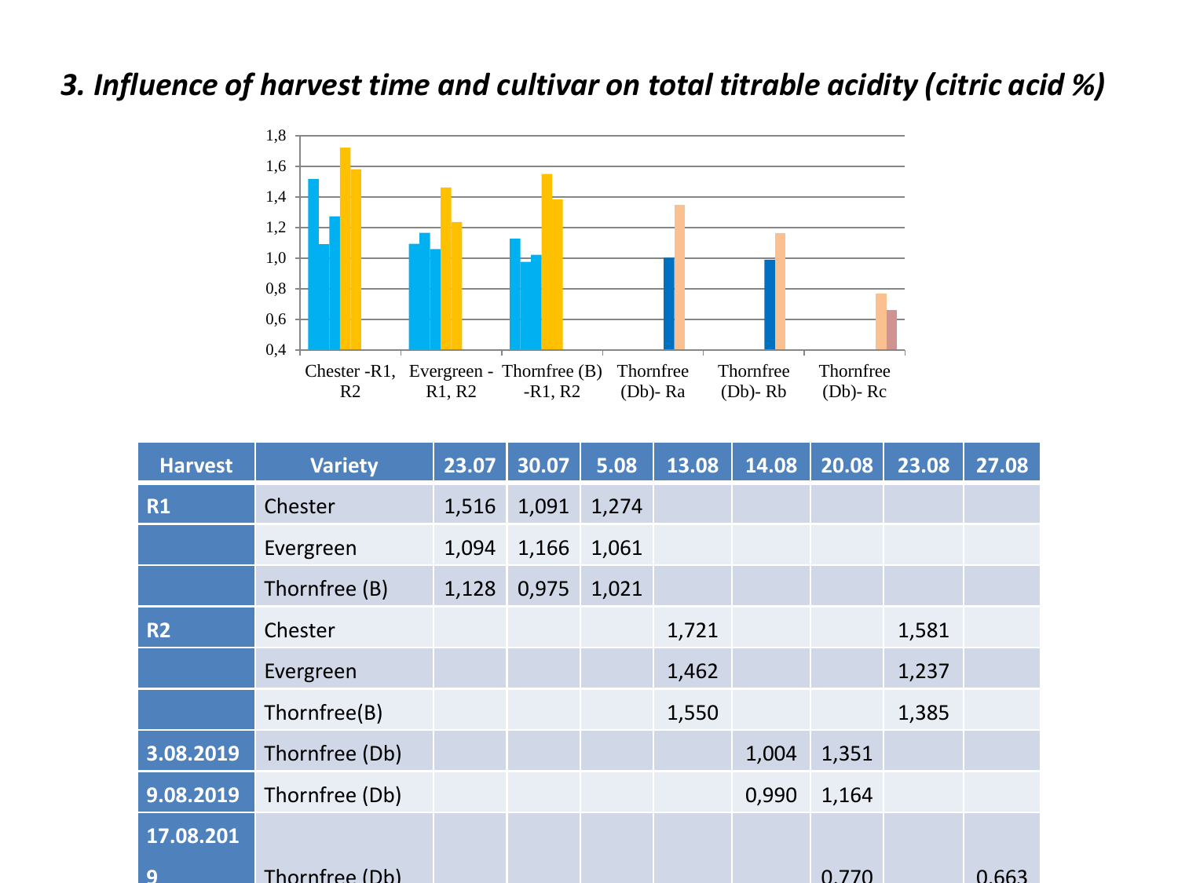## *3. Influence of harvest time and cultivar on total titrable acidity (citric acid %)*

| Harvest | Variety | 23.07 | 30.07 | 5.08 | 13.08 | 14.08 | 20.08 | 23.08 | 27.08 |
|---|---|---|---|---|---|---|---|---|---|
| R1 | Chester | 1,516 | 1,091 | 1,274 | | | | | |
| | Evergreen | 1,094 | 1,166 | 1,061 | | | | | |
| | Thornfree (B) | 1,128 | 0,975 | 1,021 | | | | | |
| R2 | Chester | | | | 1,721 | | | 1,581 | |
| | Evergreen | | | | 1,462 | | | 1,237 | |
| | Thornfree(B) | | | | 1,550 | | | 1,385 | |
| 3.08.2019 | Thornfree (Db) | | | | | 1,004 | 1,351 | | |
| 9.08.2019 | Thornfree (Db) | | | | | 0,990 | 1,164 | | |
| 17.08.2019 | Thornfree (Db) | | | | | | 0,770 | | 0,663 |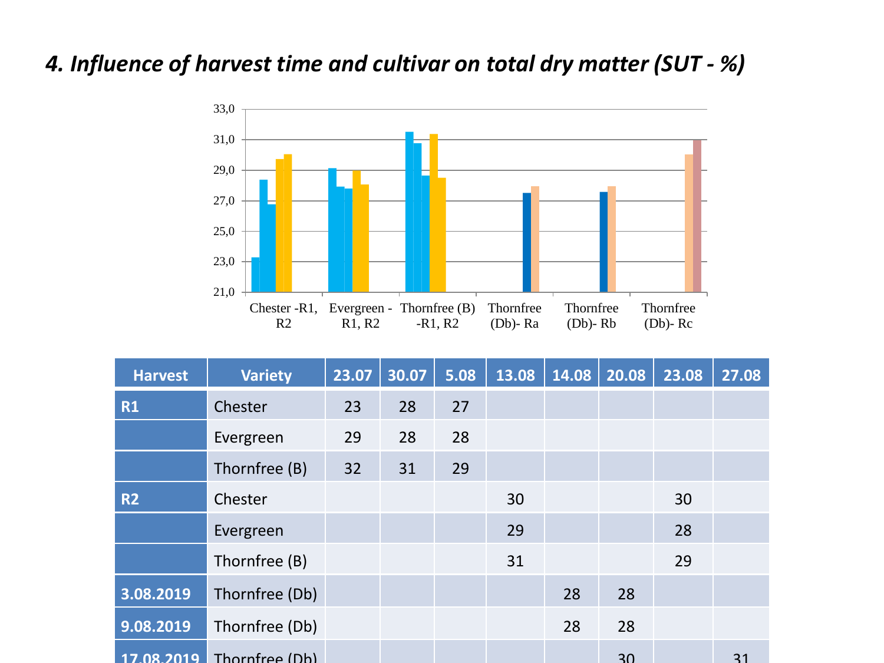## *4. Influence of harvest time and cultivar on total dry matter (SUT - %)*

| Harvest | Variety | 23.07 | 30.07 | 5.08 | 13.08 | 14.08 | 20.08 | 23.08 | 27.08 |
|---|---|---|---|---|---|---|---|---|---|
| **R1** | Chester | 23 | 28 | 27 | | | | | |
| | Evergreen | 29 | 28 | 28 | | | | | |
| | Thornfree (B) | 32 | 31 | 29 | | | | | |
| **R2** | Chester | | | | 30 | | | 30 | |
| | Evergreen | | | | 29 | | | 28 | |
| | Thornfree (B) | | | | 31 | | | 29 | |
| **3.08.2019** | Thornfree (Db) | | | | | 28 | 28 | | |
| **9.08.2019** | Thornfree (Db) | | | | | 28 | 28 | | |
| **17.08.2019** | Thornfree (Db) | | | | | | 30 | | 31 |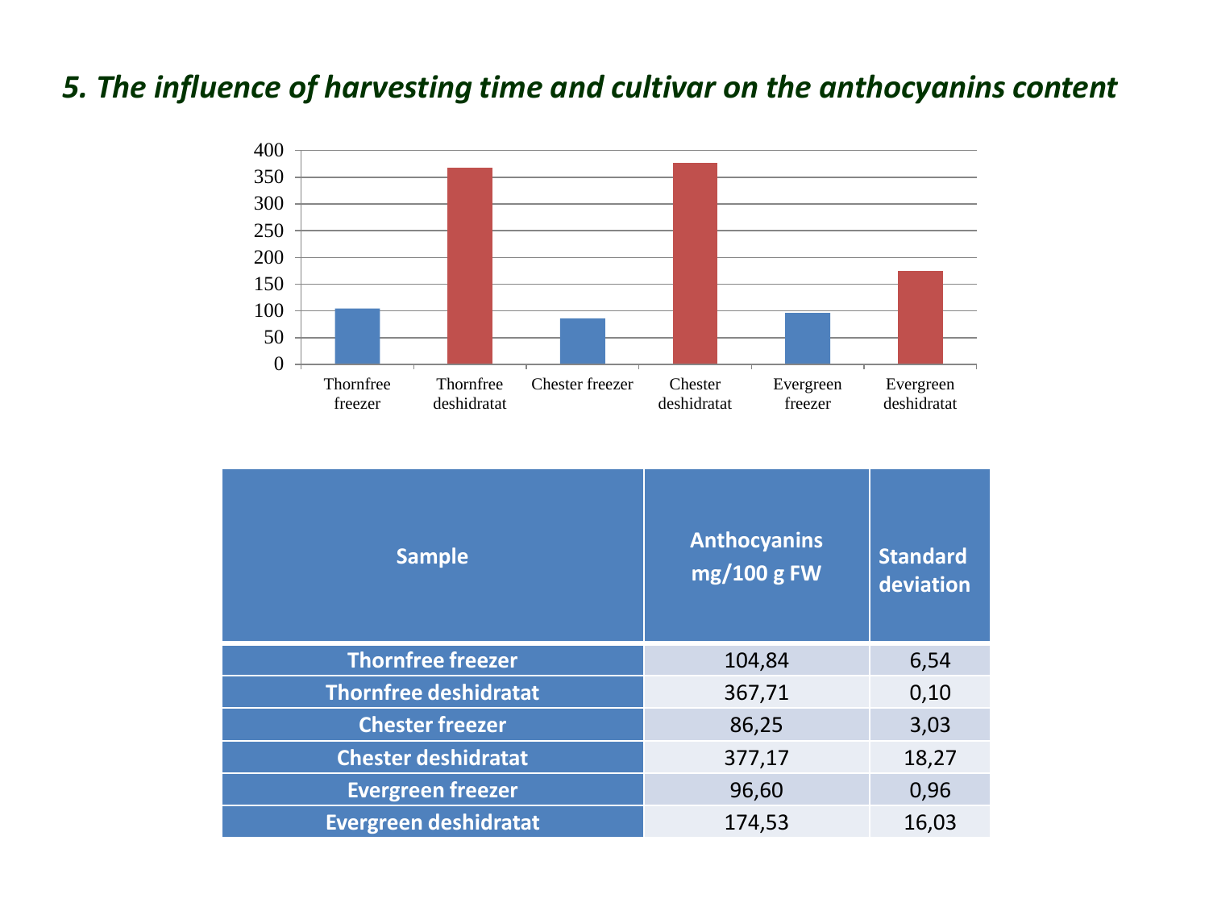## *5. The influence of harvesting time and cultivar on the anthocyanins content*

| Sample | Anthocyanins mg/100 g FW | Standard deviation |
|---|---|---|
| **Thornfree freezer** | 104,84 | 6,54 |
| **Thornfree deshidratat** | 367,71 | 0,10 |
| **Chester freezer** | 86,25 | 3,03 |
| **Chester deshidratat** | 377,17 | 18,27 |
| **Evergreen freezer** | 96,60 | 0,96 |
| **Evergreen deshidratat** | 174,53 | 16,03 |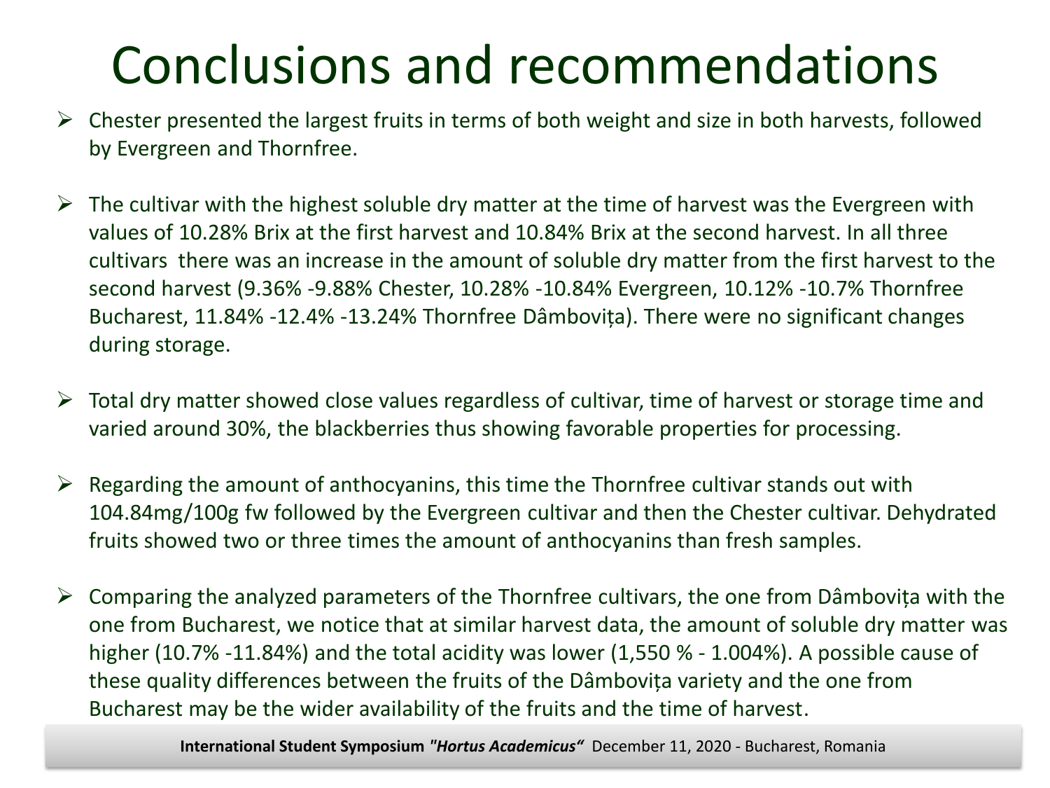# Conclusions and recommendations

- Chester presented the largest fruits in terms of both weight and size in both harvests, followed by Evergreen and Thornfree.

- The cultivar with the highest soluble dry matter at the time of harvest was the Evergreen with values of 10.28% Brix at the first harvest and 10.84% Brix at the second harvest. In all three cultivars there was an increase in the amount of soluble dry matter from the first harvest to the second harvest (9.36% -9.88% Chester, 10.28% -10.84% Evergreen, 10.12% -10.7% Thornfree Bucharest, 11.84% -12.4% -13.24% Thornfree Dâmbovița). There were no significant changes during storage.

- Total dry matter showed close values regardless of cultivar, time of harvest or storage time and varied around 30%, the blackberries thus showing favorable properties for processing.

- Regarding the amount of anthocyanins, this time the Thornfree cultivar stands out with 104.84mg/100g fw followed by the Evergreen cultivar and then the Chester cultivar. Dehydrated fruits showed two or three times the amount of anthocyanins than fresh samples.

- Comparing the analyzed parameters of the Thornfree cultivars, the one from Dâmbovița with the one from Bucharest, we notice that at similar harvest data, the amount of soluble dry matter was higher (10.7% -11.84%) and the total acidity was lower (1,550 % - 1.004%). A possible cause of these quality differences between the fruits of the Dâmbovița variety and the one from Bucharest may be the wider availability of the fruits and the time of harvest.